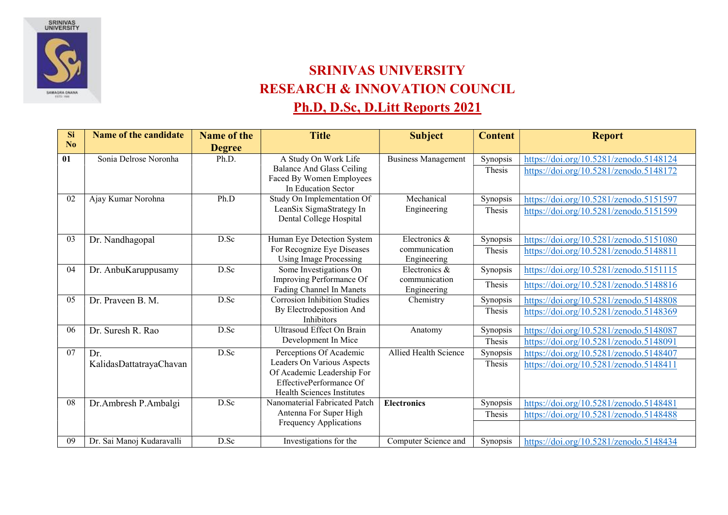# SRINIVAS UNIVERSITY

## RESEARCH & INNOVATION COUNCIL

## Ph.D, D.Sc, D.Litt Reports 2021

| Si No | Name of the candidate | Name of the Degree | Title | Subject | Content | Report |
|---|---|---|---|---|---|---|
| **01** | Sonia Delrose Noronha | Ph.D. | A Study On Work Life Balance And Glass Ceiling Faced By Women Employees In Education Sector | Business Management | Synopsis | https://doi.org/10.5281/zenodo.5148124 |
| | | | | | Thesis | https://doi.org/10.5281/zenodo.5148172 |
| 02 | Ajay Kumar Norohna | Ph.D | Study On Implementation Of LeanSix SigmaStrategy In Dental College Hospital | Mechanical Engineering | Synopsis | https://doi.org/10.5281/zenodo.5151597 |
| | | | | | Thesis | https://doi.org/10.5281/zenodo.5151599 |
| 03 | Dr. Nandhagopal | D.Sc | Human Eye Detection System For Recognize Eye Diseases Using Image Processing | Electronics & communication Engineering | Synopsis | https://doi.org/10.5281/zenodo.5151080 |
| | | | | | Thesis | https://doi.org/10.5281/zenodo.5148811 |
| 04 | Dr. AnbuKaruppusamy | D.Sc | Some Investigations On Improving Performance Of Fading Channel In Manets | Electronics & communication Engineering | Synopsis | https://doi.org/10.5281/zenodo.5151115 |
| | | | | | Thesis | https://doi.org/10.5281/zenodo.5148816 |
| 05 | Dr. Praveen B. M. | D.Sc | Corrosion Inhibition Studies By Electrodeposition And Inhibitors | Chemistry | Synopsis | https://doi.org/10.5281/zenodo.5148808 |
| | | | | | Thesis | https://doi.org/10.5281/zenodo.5148369 |
| 06 | Dr. Suresh R. Rao | D.Sc | Ultrasoud Effect On Brain Development In Mice | Anatomy | Synopsis | https://doi.org/10.5281/zenodo.5148087 |
| | | | | | Thesis | https://doi.org/10.5281/zenodo.5148091 |
| 07 | Dr. KalidasDattatrayaChavan | D.Sc | Perceptions Of Academic Leaders On Various Aspects Of Academic Leadership For EffectivePerformance Of Health Sciences Institutes | Allied Health Science | Synopsis | https://doi.org/10.5281/zenodo.5148407 |
| | | | | | Thesis | https://doi.org/10.5281/zenodo.5148411 |
| 08 | Dr.Ambresh P.Ambalgi | D.Sc | Nanomaterial Fabricated Patch Antenna For Super High Frequency Applications | **Electronics** | Synopsis | https://doi.org/10.5281/zenodo.5148481 |
| | | | | | Thesis | https://doi.org/10.5281/zenodo.5148488 |
| 09 | Dr. Sai Manoj Kudaravalli | D.Sc | Investigations for the | Computer Science and | Synopsis | https://doi.org/10.5281/zenodo.5148434 |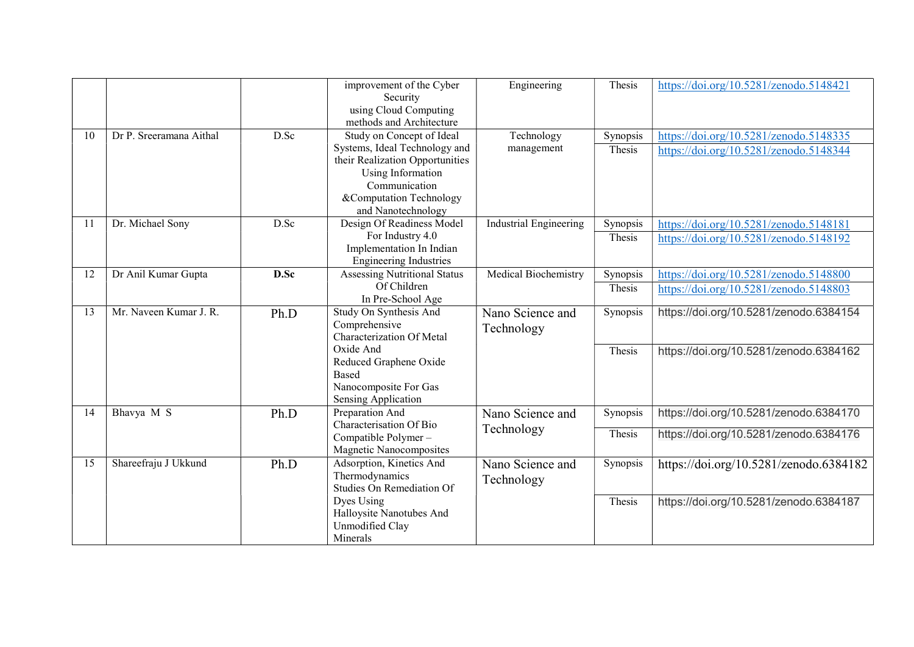| | | | | | | |
|---|---|---|---|---|---|---|
| | | | improvement of the Cyber Security using Cloud Computing methods and Architecture | Engineering | Thesis | https://doi.org/10.5281/zenodo.5148421 |
| 10 | Dr P. Sreeramana Aithal | D.Sc | Study on Concept of Ideal Systems, Ideal Technology and their Realization Opportunities Using Information Communication &Computation Technology and Nanotechnology | Technology management | Synopsis | https://doi.org/10.5281/zenodo.5148335 |
| | | | | | Thesis | https://doi.org/10.5281/zenodo.5148344 |
| 11 | Dr. Michael Sony | D.Sc | Design Of Readiness Model For Industry 4.0 Implementation In Indian Engineering Industries | Industrial Engineering | Synopsis | https://doi.org/10.5281/zenodo.5148181 |
| | | | | | Thesis | https://doi.org/10.5281/zenodo.5148192 |
| 12 | Dr Anil Kumar Gupta | **D.Sc** | Assessing Nutritional Status Of Children In Pre-School Age | Medical Biochemistry | Synopsis | https://doi.org/10.5281/zenodo.5148800 |
| | | | | | Thesis | https://doi.org/10.5281/zenodo.5148803 |
| 13 | Mr. Naveen Kumar J. R. | Ph.D | Study On Synthesis And Comprehensive Characterization Of Metal Oxide And Reduced Graphene Oxide Based Nanocomposite For Gas Sensing Application | Nano Science and Technology | Synopsis | https://doi.org/10.5281/zenodo.6384154 |
| | | | | | Thesis | https://doi.org/10.5281/zenodo.6384162 |
| 14 | Bhavya M S | Ph.D | Preparation And Characterisation Of Bio Compatible Polymer – Magnetic Nanocomposites | Nano Science and Technology | Synopsis | https://doi.org/10.5281/zenodo.6384170 |
| | | | | | Thesis | https://doi.org/10.5281/zenodo.6384176 |
| 15 | Shareefraju J Ukkund | Ph.D | Adsorption, Kinetics And Thermodynamics Studies On Remediation Of Dyes Using Halloysite Nanotubes And Unmodified Clay Minerals | Nano Science and Technology | Synopsis | https://doi.org/10.5281/zenodo.6384182 |
| | | | | | Thesis | https://doi.org/10.5281/zenodo.6384187 |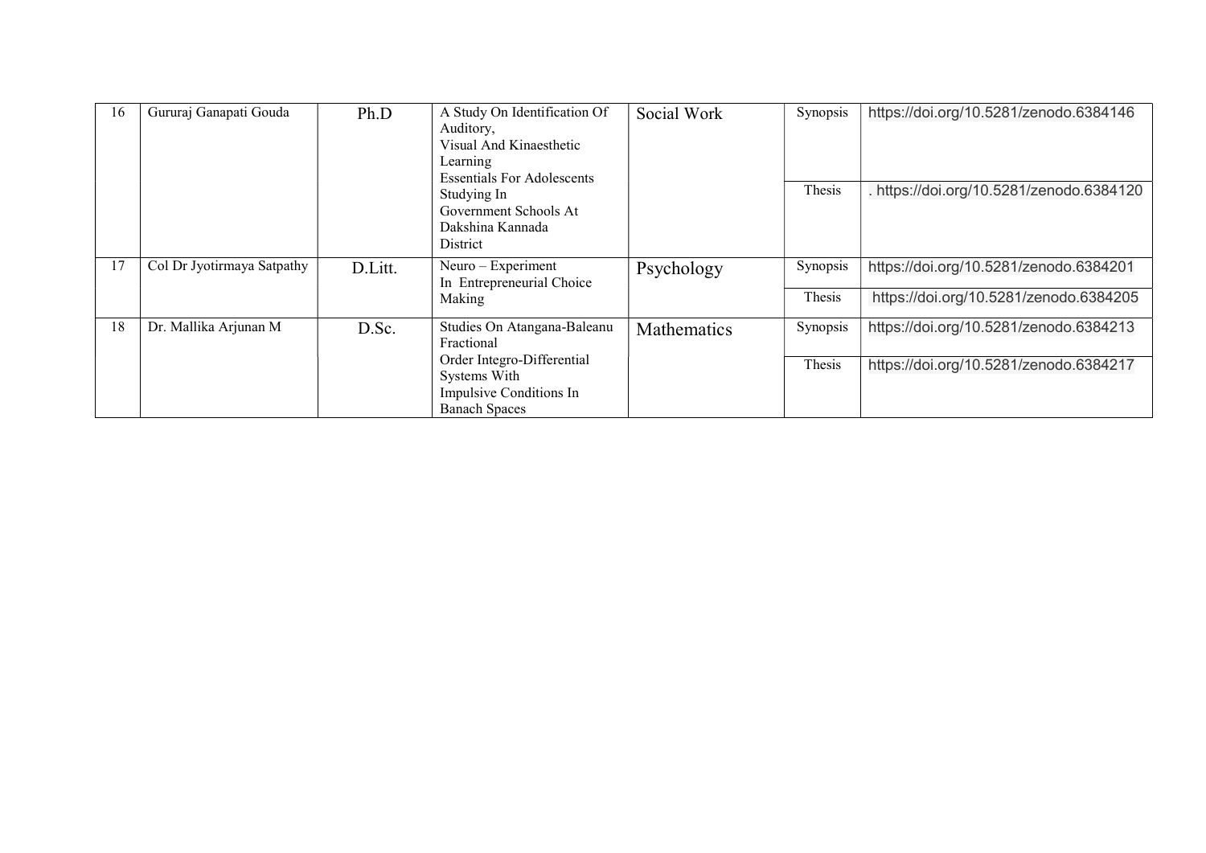| | | | | | | |
|---|---|---|---|---|---|---|
| 16 | Gururaj Ganapati Gouda | Ph.D | A Study On Identification Of Auditory, Visual And Kinaesthetic Learning Essentials For Adolescents Studying In Government Schools At Dakshina Kannada District | Social Work | Synopsis | https://doi.org/10.5281/zenodo.6384146 |
| | | | | | Thesis | . https://doi.org/10.5281/zenodo.6384120 |
| 17 | Col Dr Jyotirmaya Satpathy | D.Litt. | Neuro – Experiment In Entrepreneurial Choice Making | Psychology | Synopsis | https://doi.org/10.5281/zenodo.6384201 |
| | | | | | Thesis | https://doi.org/10.5281/zenodo.6384205 |
| 18 | Dr. Mallika Arjunan M | D.Sc. | Studies On Atangana-Baleanu Fractional Order Integro-Differential Systems With Impulsive Conditions In Banach Spaces | Mathematics | Synopsis | https://doi.org/10.5281/zenodo.6384213 |
| | | | | | Thesis | https://doi.org/10.5281/zenodo.6384217 |